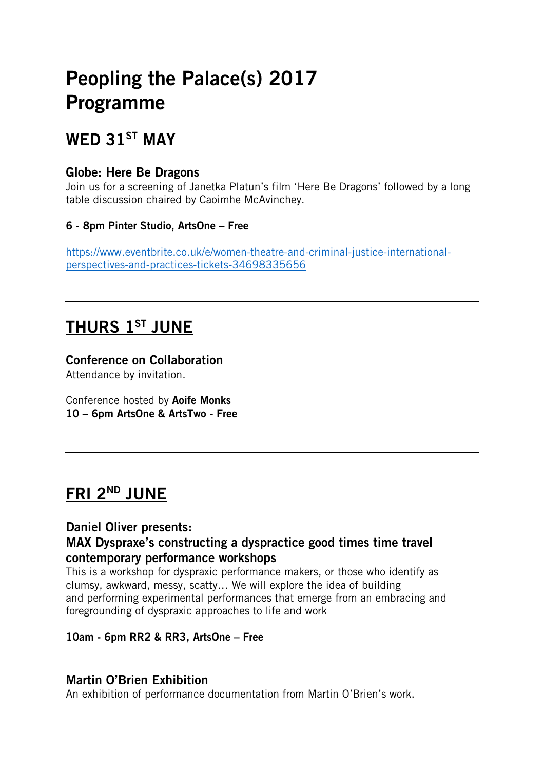# Peopling the Palace(s) 2017 Programme

## WED 31ST MAY

### Globe: Here Be Dragons

Join us for a screening of Janetka Platun's film 'Here Be Dragons' followed by a long table discussion chaired by Caoimhe McAvinchey.

**6 - 8pm Pinter Studio, ArtsOne – Free**

https://www.eventbrite.co.uk/e/women-theatre-and-criminal-justice-international-perspectives-and-practices-tickets-34698335656

---

## THURS 1ST JUNE

### Conference on Collaboration

Attendance by invitation.

Conference hosted by **Aoife Monks**
**10 – 6pm ArtsOne & ArtsTwo - Free**

---

## FRI 2ND JUNE

### Daniel Oliver presents:
### MAX Dyspraxe's constructing a dyspractice good times time travel contemporary performance workshops

This is a workshop for dyspraxic performance makers, or those who identify as clumsy, awkward, messy, scatty… We will explore the idea of building and performing experimental performances that emerge from an embracing and foregrounding of dyspraxic approaches to life and work

**10am - 6pm RR2 & RR3, ArtsOne – Free**

### Martin O'Brien Exhibition

An exhibition of performance documentation from Martin O'Brien's work.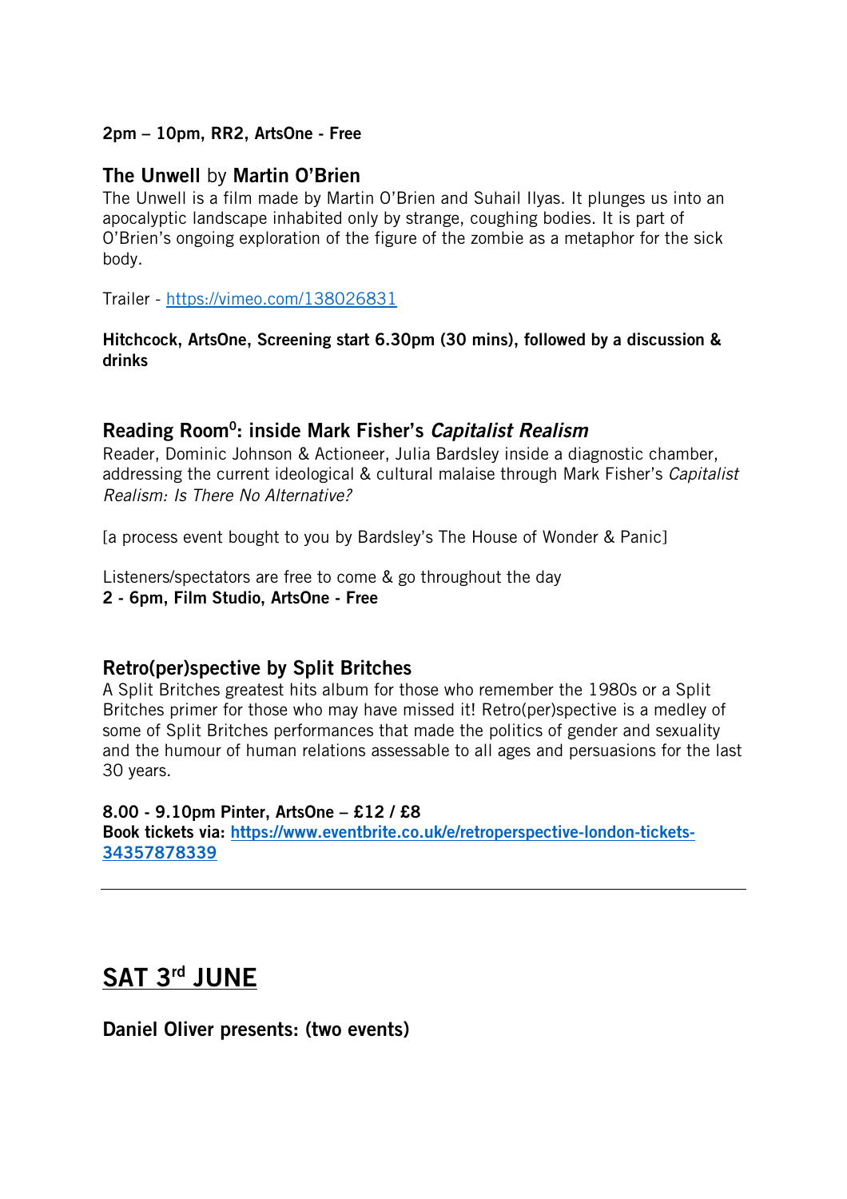**2pm – 10pm, RR2, ArtsOne - Free**

### **The Unwell** by **Martin O'Brien**

The Unwell is a film made by Martin O'Brien and Suhail Ilyas. It plunges us into an apocalyptic landscape inhabited only by strange, coughing bodies. It is part of O'Brien's ongoing exploration of the figure of the zombie as a metaphor for the sick body.

Trailer - https://vimeo.com/138026831

**Hitchcock, ArtsOne, Screening start 6.30pm (30 mins), followed by a discussion & drinks**

### Reading Room$^0$: inside Mark Fisher's *Capitalist Realism*

Reader, Dominic Johnson & Actioneer, Julia Bardsley inside a diagnostic chamber, addressing the current ideological & cultural malaise through Mark Fisher's *Capitalist Realism: Is There No Alternative?*

[a process event bought to you by Bardsley's The House of Wonder & Panic]

Listeners/spectators are free to come & go throughout the day
**2 - 6pm, Film Studio, ArtsOne - Free**

### Retro(per)spective by Split Britches

A Split Britches greatest hits album for those who remember the 1980s or a Split Britches primer for those who may have missed it! Retro(per)spective is a medley of some of Split Britches performances that made the politics of gender and sexuality and the humour of human relations assessable to all ages and persuasions for the last 30 years.

**8.00 - 9.10pm Pinter, ArtsOne – £12 / £8**
**Book tickets via: https://www.eventbrite.co.uk/e/retroperspective-london-tickets-34357878339**

---

## SAT 3rd JUNE

### Daniel Oliver presents: (two events)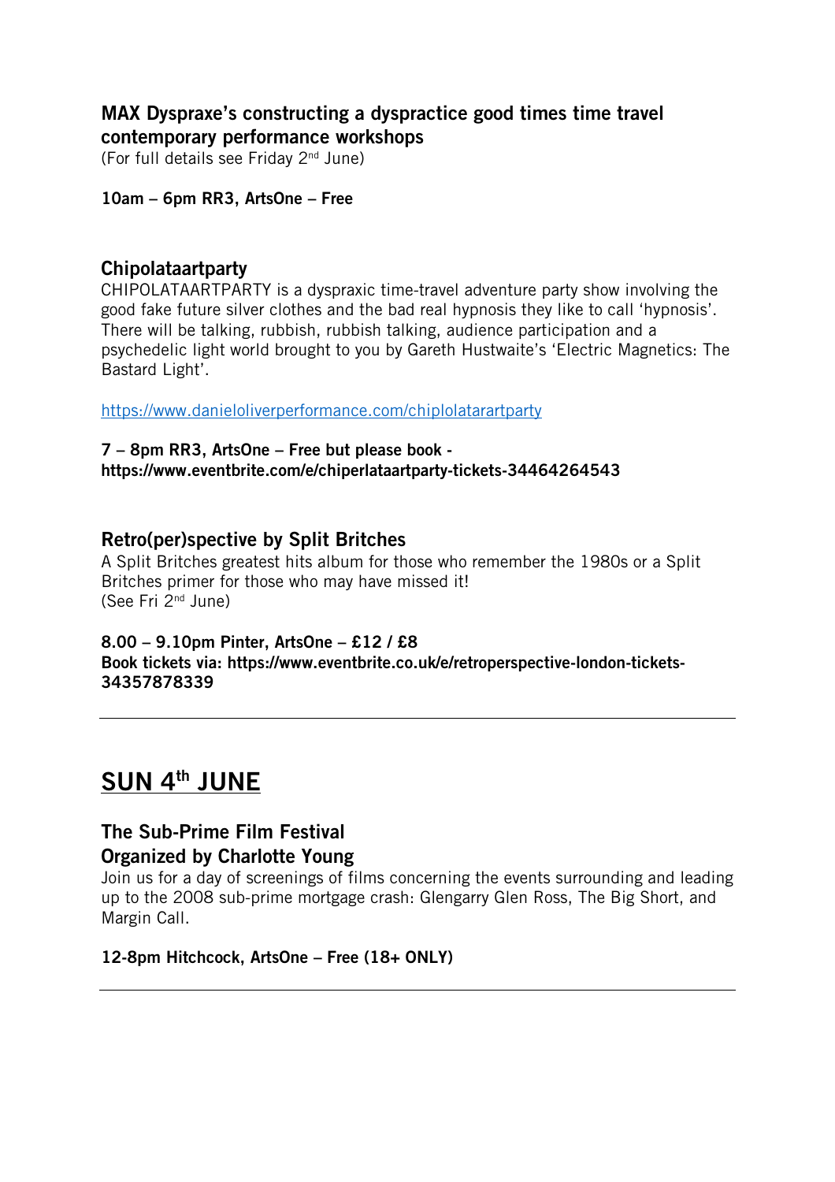### MAX Dyspraxe's constructing a dyspractice good times time travel contemporary performance workshops

(For full details see Friday 2nd June)

**10am – 6pm RR3, ArtsOne – Free**

### Chipolataartparty

CHIPOLATAARTPARTY is a dyspraxic time-travel adventure party show involving the good fake future silver clothes and the bad real hypnosis they like to call 'hypnosis'. There will be talking, rubbish, rubbish talking, audience participation and a psychedelic light world brought to you by Gareth Hustwaite's 'Electric Magnetics: The Bastard Light'.

https://www.danieloliverperformance.com/chiplolatarartparty

**7 – 8pm RR3, ArtsOne – Free but please book - https://www.eventbrite.com/e/chiperlataartparty-tickets-34464264543**

### Retro(per)spective by Split Britches

A Split Britches greatest hits album for those who remember the 1980s or a Split Britches primer for those who may have missed it!
(See Fri 2nd June)

**8.00 – 9.10pm Pinter, ArtsOne – £12 / £8**
**Book tickets via: https://www.eventbrite.co.uk/e/retroperspective-london-tickets-34357878339**

---

## SUN 4th JUNE

### The Sub-Prime Film Festival
### Organized by Charlotte Young

Join us for a day of screenings of films concerning the events surrounding and leading up to the 2008 sub-prime mortgage crash: Glengarry Glen Ross, The Big Short, and Margin Call.

**12-8pm Hitchcock, ArtsOne – Free (18+ ONLY)**

---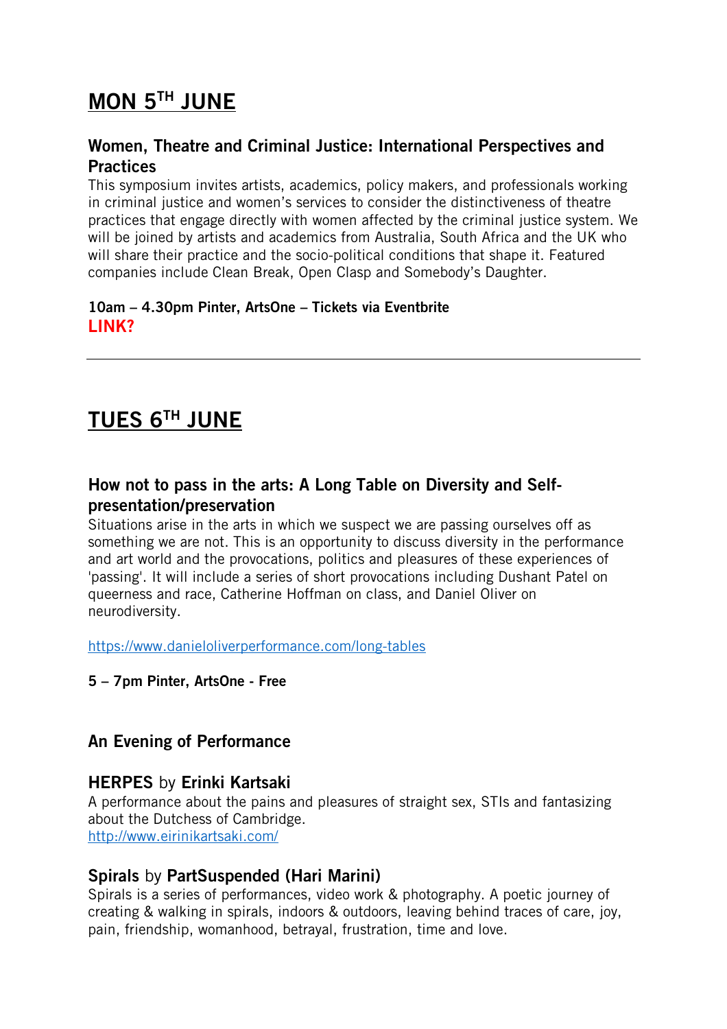## MON 5TH JUNE

### Women, Theatre and Criminal Justice: International Perspectives and Practices

This symposium invites artists, academics, policy makers, and professionals working in criminal justice and women's services to consider the distinctiveness of theatre practices that engage directly with women affected by the criminal justice system. We will be joined by artists and academics from Australia, South Africa and the UK who will share their practice and the socio-political conditions that shape it. Featured companies include Clean Break, Open Clasp and Somebody's Daughter.

**10am – 4.30pm Pinter, ArtsOne – Tickets via Eventbrite**
**LINK?**

---

## TUES 6TH JUNE

### How not to pass in the arts: A Long Table on Diversity and Self-presentation/preservation

Situations arise in the arts in which we suspect we are passing ourselves off as something we are not. This is an opportunity to discuss diversity in the performance and art world and the provocations, politics and pleasures of these experiences of 'passing'. It will include a series of short provocations including Dushant Patel on queerness and race, Catherine Hoffman on class, and Daniel Oliver on neurodiversity.

https://www.danieloliverperformance.com/long-tables

**5 – 7pm Pinter, ArtsOne - Free**

### An Evening of Performance

**HERPES** by **Erinki Kartsaki**

A performance about the pains and pleasures of straight sex, STIs and fantasizing about the Dutchess of Cambridge.
http://www.eirinikartsaki.com/

**Spirals** by **PartSuspended (Hari Marini)**

Spirals is a series of performances, video work & photography. A poetic journey of creating & walking in spirals, indoors & outdoors, leaving behind traces of care, joy, pain, friendship, womanhood, betrayal, frustration, time and love.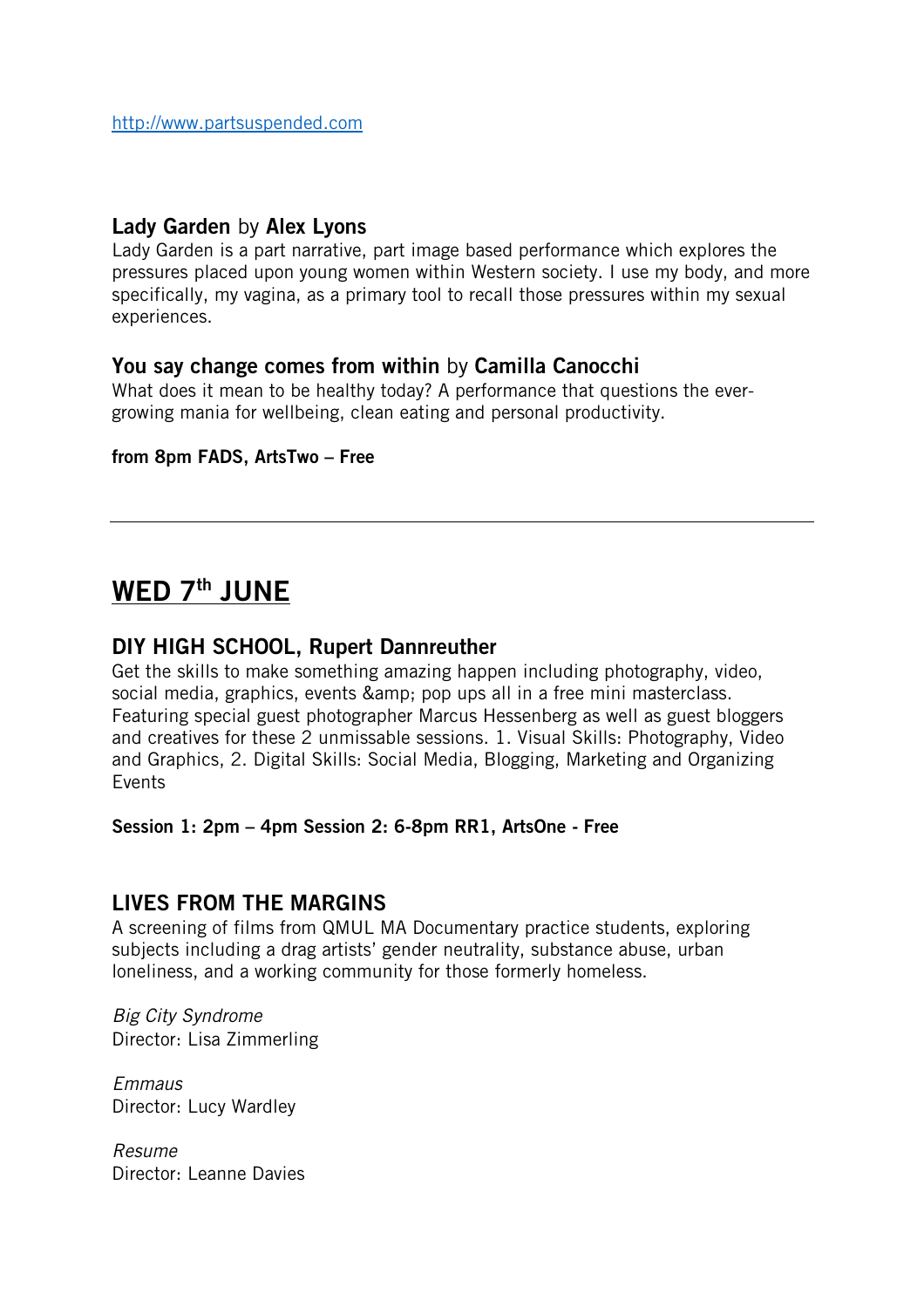http://www.partsuspended.com

**Lady Garden** by **Alex Lyons**
Lady Garden is a part narrative, part image based performance which explores the pressures placed upon young women within Western society. I use my body, and more specifically, my vagina, as a primary tool to recall those pressures within my sexual experiences.

**You say change comes from within** by **Camilla Canocchi**
What does it mean to be healthy today? A performance that questions the ever-growing mania for wellbeing, clean eating and personal productivity.

**from 8pm FADS, ArtsTwo – Free**

---

## WED 7th JUNE

### DIY HIGH SCHOOL, Rupert Dannreuther

Get the skills to make something amazing happen including photography, video, social media, graphics, events &amp; pop ups all in a free mini masterclass. Featuring special guest photographer Marcus Hessenberg as well as guest bloggers and creatives for these 2 unmissable sessions. 1. Visual Skills: Photography, Video and Graphics, 2. Digital Skills: Social Media, Blogging, Marketing and Organizing Events

**Session 1: 2pm – 4pm Session 2: 6-8pm RR1, ArtsOne - Free**

### LIVES FROM THE MARGINS

A screening of films from QMUL MA Documentary practice students, exploring subjects including a drag artists' gender neutrality, substance abuse, urban loneliness, and a working community for those formerly homeless.

*Big City Syndrome*
Director: Lisa Zimmerling

*Emmaus*
Director: Lucy Wardley

*Resume*
Director: Leanne Davies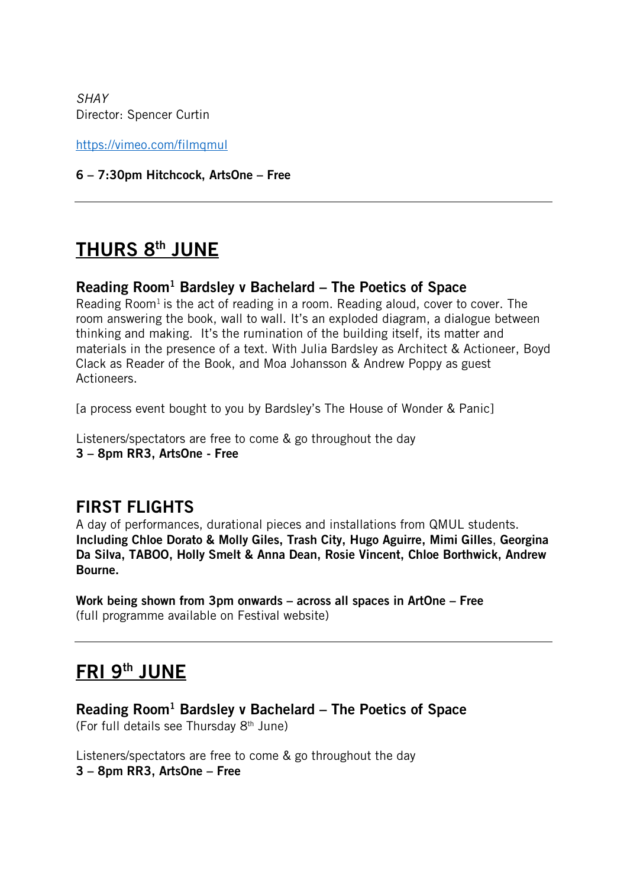*SHAY*
Director: Spencer Curtin

https://vimeo.com/filmqmul

**6 – 7:30pm Hitchcock, ArtsOne – Free**

---

## THURS 8th JUNE

### Reading Room[1] Bardsley v Bachelard – The Poetics of Space

Reading Room[1] is the act of reading in a room. Reading aloud, cover to cover. The room answering the book, wall to wall. It's an exploded diagram, a dialogue between thinking and making. It's the rumination of the building itself, its matter and materials in the presence of a text. With Julia Bardsley as Architect & Actioneer, Boyd Clack as Reader of the Book, and Moa Johansson & Andrew Poppy as guest Actioneers.

[a process event bought to you by Bardsley's The House of Wonder & Panic]

Listeners/spectators are free to come & go throughout the day
**3 – 8pm RR3, ArtsOne - Free**

### FIRST FLIGHTS

A day of performances, durational pieces and installations from QMUL students. **Including Chloe Dorato & Molly Giles, Trash City, Hugo Aguirre, Mimi Gilles**, **Georgina Da Silva, TABOO, Holly Smelt & Anna Dean, Rosie Vincent, Chloe Borthwick, Andrew Bourne.**

**Work being shown from 3pm onwards – across all spaces in ArtOne – Free**
(full programme available on Festival website)

---

## FRI 9th JUNE

### Reading Room[1] Bardsley v Bachelard – The Poetics of Space

(For full details see Thursday 8th June)

Listeners/spectators are free to come & go throughout the day
**3 – 8pm RR3, ArtsOne – Free**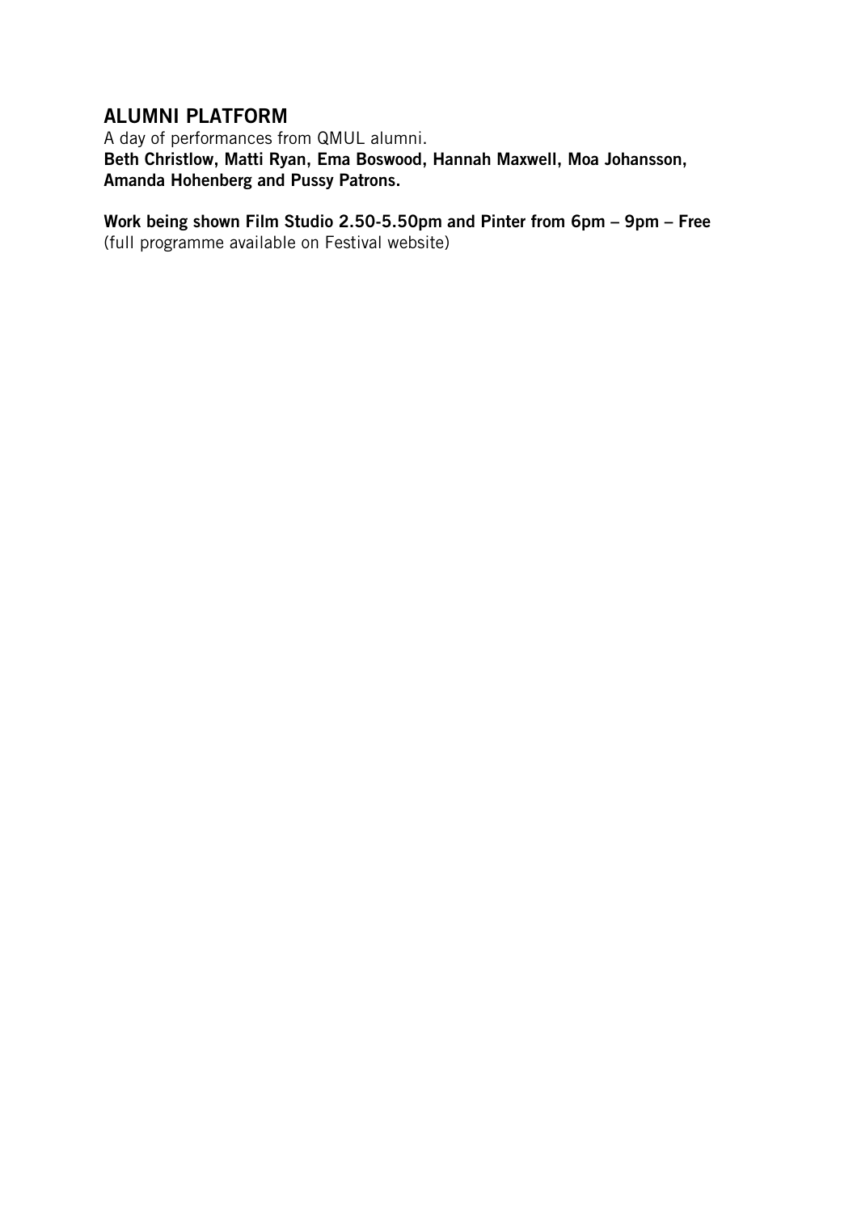## ALUMNI PLATFORM

A day of performances from QMUL alumni.
**Beth Christlow, Matti Ryan, Ema Boswood, Hannah Maxwell, Moa Johansson, Amanda Hohenberg and Pussy Patrons.**

**Work being shown Film Studio 2.50-5.50pm and Pinter from 6pm – 9pm – Free**
(full programme available on Festival website)